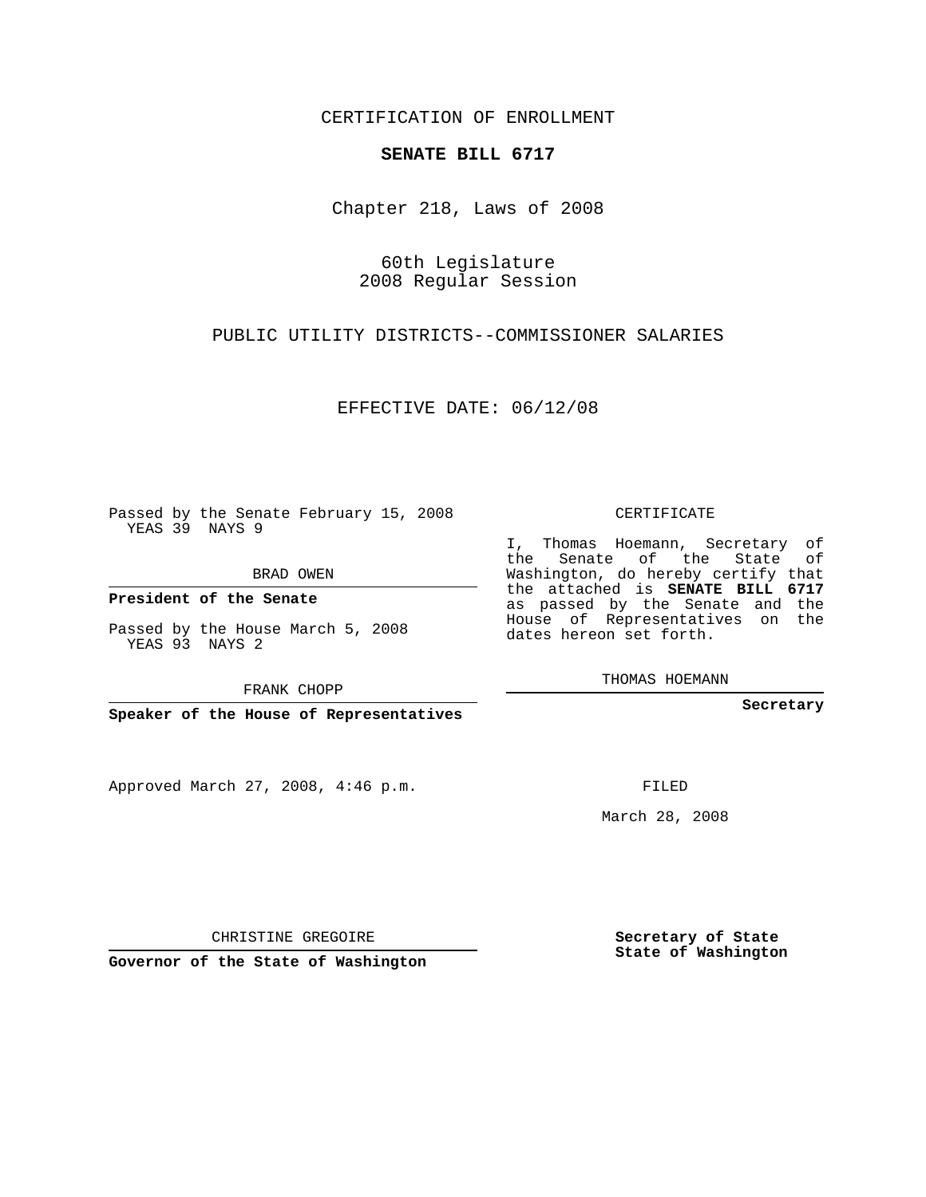CERTIFICATION OF ENROLLMENT

**SENATE BILL 6717**

Chapter 218, Laws of 2008

60th Legislature
2008 Regular Session

PUBLIC UTILITY DISTRICTS--COMMISSIONER SALARIES

EFFECTIVE DATE: 06/12/08

Passed by the Senate February 15, 2008
YEAS 39 NAYS 9

BRAD OWEN

**President of the Senate**

Passed by the House March 5, 2008
YEAS 93 NAYS 2

FRANK CHOPP

**Speaker of the House of Representatives**

CERTIFICATE

I, Thomas Hoemann, Secretary of the Senate of the State of Washington, do hereby certify that the attached is **SENATE BILL 6717** as passed by the Senate and the House of Representatives on the dates hereon set forth.

THOMAS HOEMANN

**Secretary**

Approved March 27, 2008, 4:46 p.m.

FILED

March 28, 2008

CHRISTINE GREGOIRE

**Governor of the State of Washington**

**Secretary of State**
**State of Washington**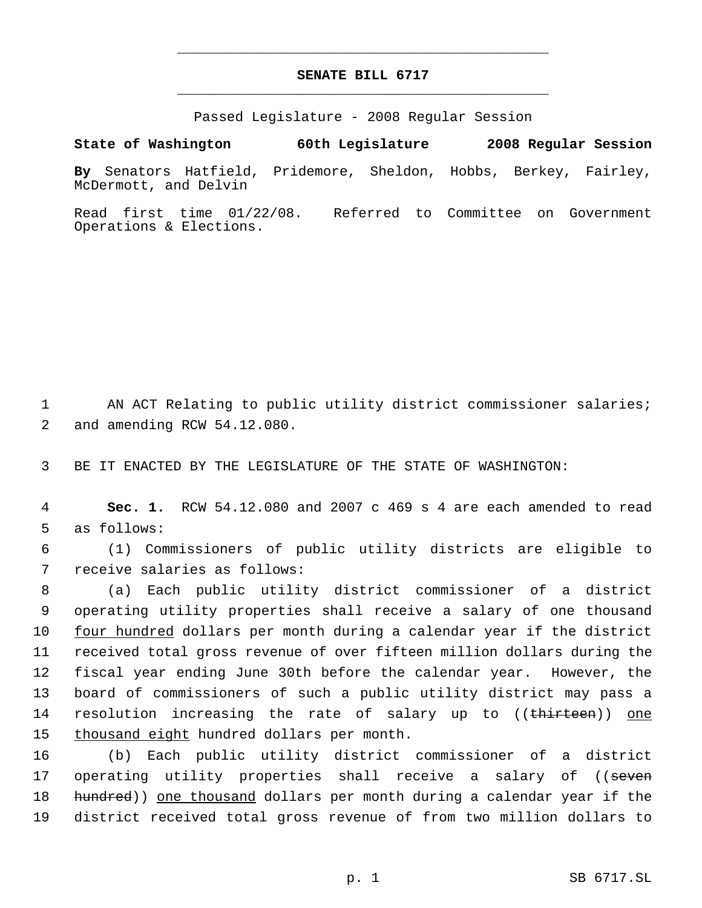# SENATE BILL 6717

Passed Legislature - 2008 Regular Session

**State of Washington 60th Legislature 2008 Regular Session**

**By** Senators Hatfield, Pridemore, Sheldon, Hobbs, Berkey, Fairley, McDermott, and Delvin

Read first time 01/22/08. Referred to Committee on Government Operations & Elections.

AN ACT Relating to public utility district commissioner salaries; and amending RCW 54.12.080.

BE IT ENACTED BY THE LEGISLATURE OF THE STATE OF WASHINGTON:

**Sec. 1.** RCW 54.12.080 and 2007 c 469 s 4 are each amended to read as follows:

(1) Commissioners of public utility districts are eligible to receive salaries as follows:

(a) Each public utility district commissioner of a district operating utility properties shall receive a salary of one thousand <u>four hundred</u> dollars per month during a calendar year if the district received total gross revenue of over fifteen million dollars during the fiscal year ending June 30th before the calendar year. However, the board of commissioners of such a public utility district may pass a resolution increasing the rate of salary up to ((~~thirteen~~)) <u>one thousand eight</u> hundred dollars per month.

(b) Each public utility district commissioner of a district operating utility properties shall receive a salary of ((~~seven hundred~~)) <u>one thousand</u> dollars per month during a calendar year if the district received total gross revenue of from two million dollars to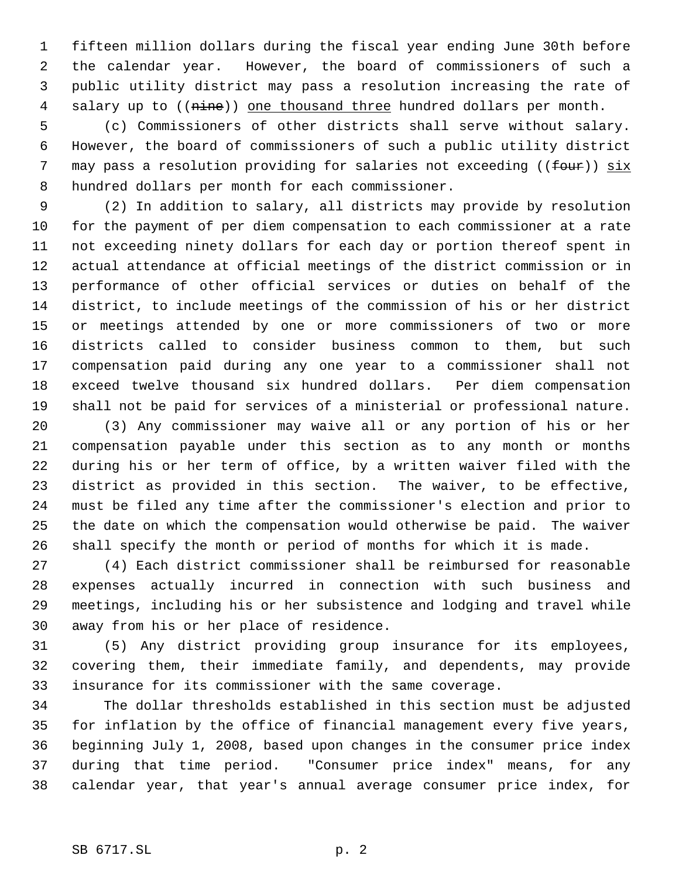fifteen million dollars during the fiscal year ending June 30th before the calendar year. However, the board of commissioners of such a public utility district may pass a resolution increasing the rate of salary up to ((~~nine~~)) <u>one thousand three</u> hundred dollars per month.

(c) Commissioners of other districts shall serve without salary. However, the board of commissioners of such a public utility district may pass a resolution providing for salaries not exceeding ((~~four~~)) <u>six</u> hundred dollars per month for each commissioner.

(2) In addition to salary, all districts may provide by resolution for the payment of per diem compensation to each commissioner at a rate not exceeding ninety dollars for each day or portion thereof spent in actual attendance at official meetings of the district commission or in performance of other official services or duties on behalf of the district, to include meetings of the commission of his or her district or meetings attended by one or more commissioners of two or more districts called to consider business common to them, but such compensation paid during any one year to a commissioner shall not exceed twelve thousand six hundred dollars. Per diem compensation shall not be paid for services of a ministerial or professional nature.

(3) Any commissioner may waive all or any portion of his or her compensation payable under this section as to any month or months during his or her term of office, by a written waiver filed with the district as provided in this section. The waiver, to be effective, must be filed any time after the commissioner's election and prior to the date on which the compensation would otherwise be paid. The waiver shall specify the month or period of months for which it is made.

(4) Each district commissioner shall be reimbursed for reasonable expenses actually incurred in connection with such business and meetings, including his or her subsistence and lodging and travel while away from his or her place of residence.

(5) Any district providing group insurance for its employees, covering them, their immediate family, and dependents, may provide insurance for its commissioner with the same coverage.

The dollar thresholds established in this section must be adjusted for inflation by the office of financial management every five years, beginning July 1, 2008, based upon changes in the consumer price index during that time period. "Consumer price index" means, for any calendar year, that year's annual average consumer price index, for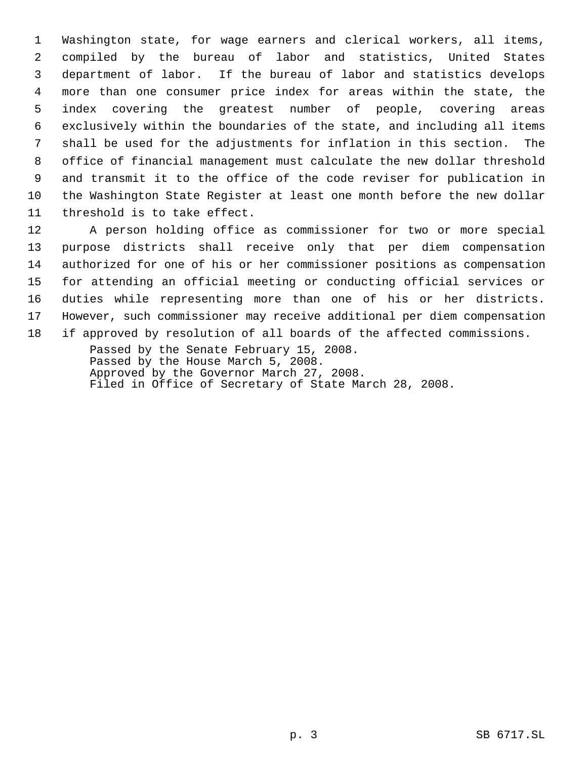Washington state, for wage earners and clerical workers, all items, compiled by the bureau of labor and statistics, United States department of labor. If the bureau of labor and statistics develops more than one consumer price index for areas within the state, the index covering the greatest number of people, covering areas exclusively within the boundaries of the state, and including all items shall be used for the adjustments for inflation in this section. The office of financial management must calculate the new dollar threshold and transmit it to the office of the code reviser for publication in the Washington State Register at least one month before the new dollar threshold is to take effect.

A person holding office as commissioner for two or more special purpose districts shall receive only that per diem compensation authorized for one of his or her commissioner positions as compensation for attending an official meeting or conducting official services or duties while representing more than one of his or her districts. However, such commissioner may receive additional per diem compensation if approved by resolution of all boards of the affected commissions.

Passed by the Senate February 15, 2008.
Passed by the House March 5, 2008.
Approved by the Governor March 27, 2008.
Filed in Office of Secretary of State March 28, 2008.